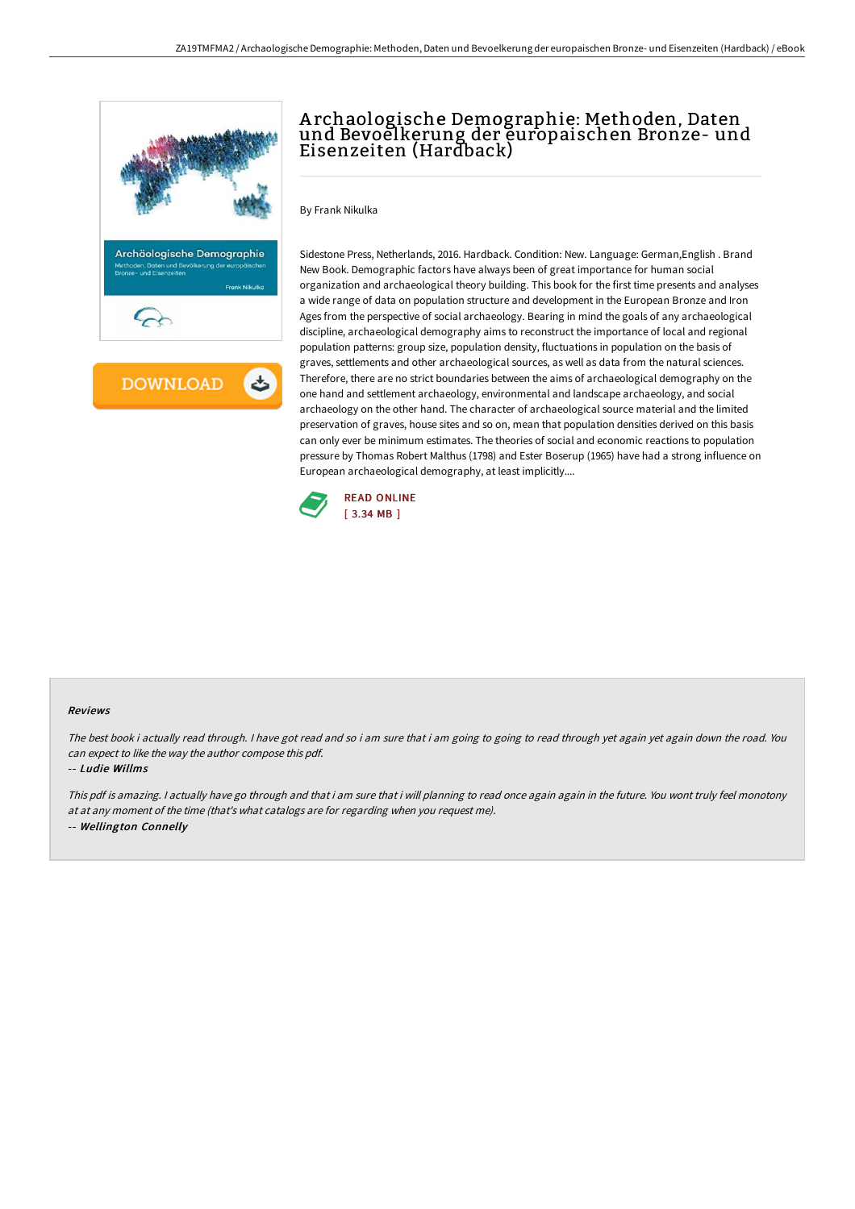# Archaologische Demographie: Methoden, Daten und Bevoelkerung der europaischen Bronze- und Eisenzeiten (Hardback)

By Frank Nikulka

Sidestone Press, Netherlands, 2016. Hardback. Condition: New. Language: German,English . Brand New Book. Demographic factors have always been of great importance for human social organization and archaeological theory building. This book for the first time presents and analyses a wide range of data on population structure and development in the European Bronze and Iron Ages from the perspective of social archaeology. Bearing in mind the goals of any archaeological discipline, archaeological demography aims to reconstruct the importance of local and regional population patterns: group size, population density, fluctuations in population on the basis of graves, settlements and other archaeological sources, as well as data from the natural sciences. Therefore, there are no strict boundaries between the aims of archaeological demography on the one hand and settlement archaeology, environmental and landscape archaeology, and social archaeology on the other hand. The character of archaeological source material and the limited preservation of graves, house sites and so on, mean that population densities derived on this basis can only ever be minimum estimates. The theories of social and economic reactions to population pressure by Thomas Robert Malthus (1798) and Ester Boserup (1965) have had a strong influence on European archaeological demography, at least implicitly....

READ ONLINE
[ 3.34 MB ]

### Reviews

*The best book i actually read through. I have got read and so i am sure that i am going to going to read through yet again yet again down the road. You can expect to like the way the author compose this pdf.*

-- ***Ludie Willms***

*This pdf is amazing. I actually have go through and that i am sure that i will planning to read once again again in the future. You wont truly feel monotony at at any moment of the time (that's what catalogs are for regarding when you request me).*

-- ***Wellington Connelly***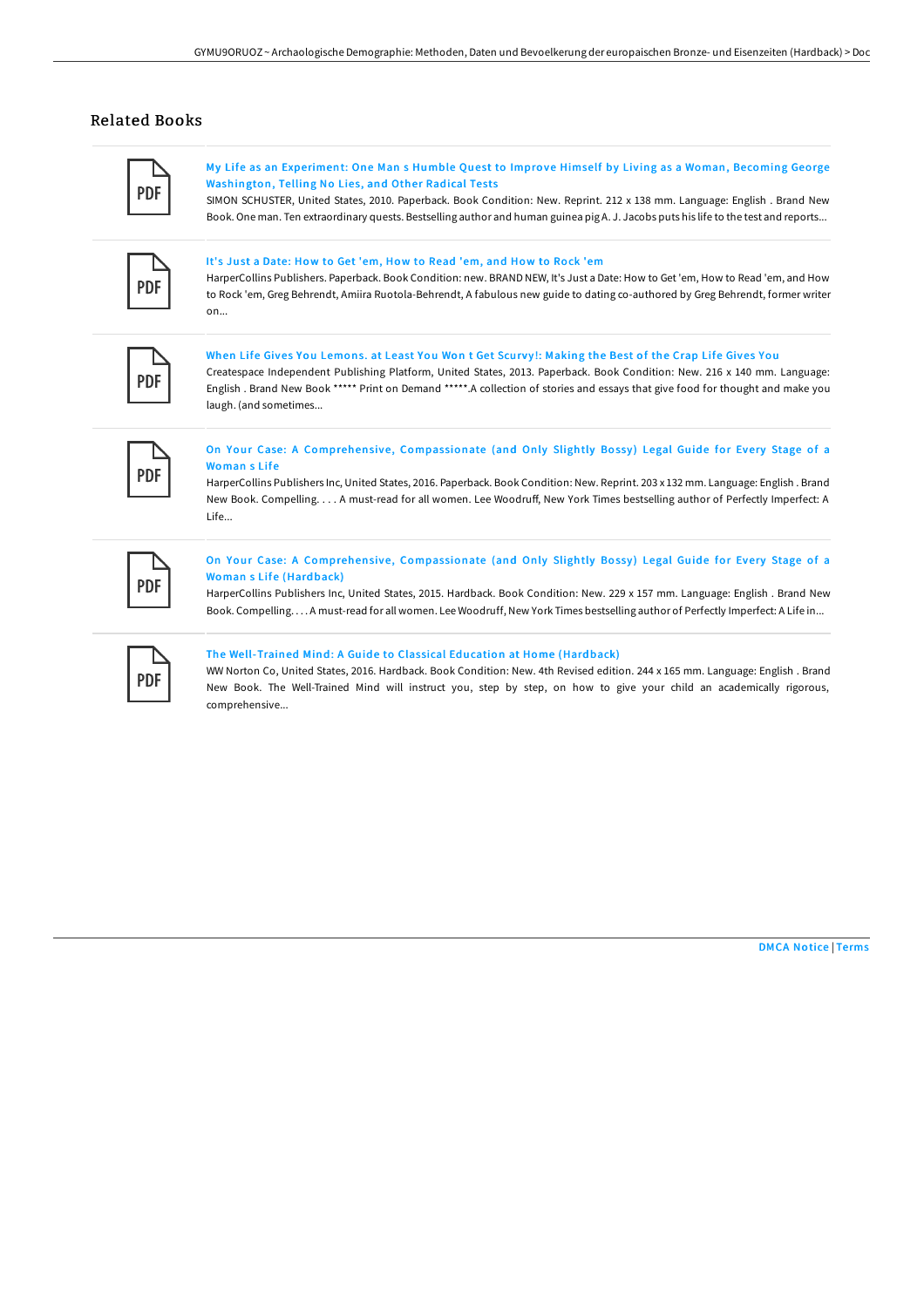## Related Books

**My Life as an Experiment: One Man s Humble Quest to Improve Himself by Living as a Woman, Becoming George Washington, Telling No Lies, and Other Radical Tests**

SIMON SCHUSTER, United States, 2010. Paperback. Book Condition: New. Reprint. 212 x 138 mm. Language: English . Brand New Book. One man. Ten extraordinary quests. Bestselling author and human guinea pig A. J. Jacobs puts his life to the test and reports...

**It's Just a Date: How to Get 'em, How to Read 'em, and How to Rock 'em**

HarperCollins Publishers. Paperback. Book Condition: new. BRAND NEW, It's Just a Date: How to Get 'em, How to Read 'em, and How to Rock 'em, Greg Behrendt, Amiira Ruotola-Behrendt, A fabulous new guide to dating co-authored by Greg Behrendt, former writer on...

**When Life Gives You Lemons. at Least You Won t Get Scurvy!: Making the Best of the Crap Life Gives You**

Createspace Independent Publishing Platform, United States, 2013. Paperback. Book Condition: New. 216 x 140 mm. Language: English . Brand New Book ***** Print on Demand *****.A collection of stories and essays that give food for thought and make you laugh. (and sometimes...

**On Your Case: A Comprehensive, Compassionate (and Only Slightly Bossy) Legal Guide for Every Stage of a Woman s Life**

HarperCollins Publishers Inc, United States, 2016. Paperback. Book Condition: New. Reprint. 203 x 132 mm. Language: English . Brand New Book. Compelling. . . . A must-read for all women. Lee Woodruff, New York Times bestselling author of Perfectly Imperfect: A Life...

**On Your Case: A Comprehensive, Compassionate (and Only Slightly Bossy) Legal Guide for Every Stage of a Woman s Life (Hardback)**

HarperCollins Publishers Inc, United States, 2015. Hardback. Book Condition: New. 229 x 157 mm. Language: English . Brand New Book. Compelling. . . . A must-read for all women. Lee Woodruff, New York Times bestselling author of Perfectly Imperfect: A Life in...

**The Well-Trained Mind: A Guide to Classical Education at Home (Hardback)**

WW Norton Co, United States, 2016. Hardback. Book Condition: New. 4th Revised edition. 244 x 165 mm. Language: English . Brand New Book. The Well-Trained Mind will instruct you, step by step, on how to give your child an academically rigorous, comprehensive...